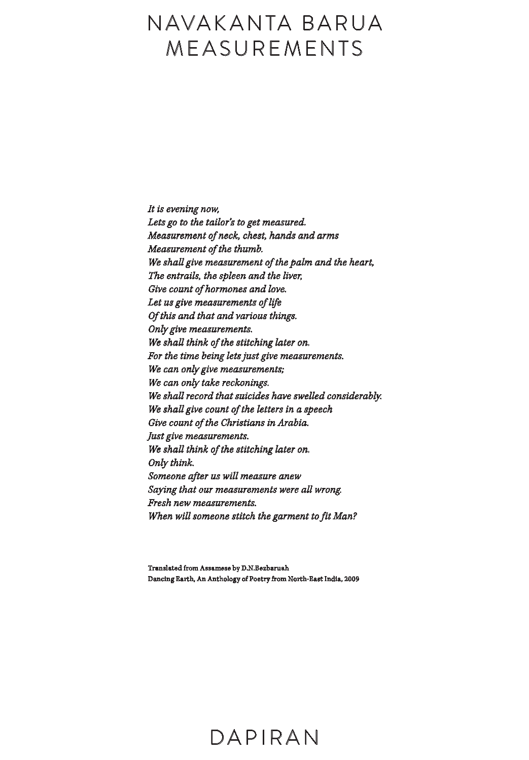# NAVAKANTA BARUA
# MEASUREMENTS

*It is evening now,*
*Lets go to the tailor's to get measured.*
*Measurement of neck, chest, hands and arms*
*Measurement of the thumb.*
*We shall give measurement of the palm and the heart,*
*The entrails, the spleen and the liver,*
*Give count of hormones and love.*
*Let us give measurements of life*
*Of this and that and various things.*
*Only give measurements.*
*We shall think of the stitching later on.*
*For the time being lets just give measurements.*
*We can only give measurements;*
*We can only take reckonings.*
*We shall record that suicides have swelled considerably.*
*We shall give count of the letters in a speech*
*Give count of the Christians in Arabia.*
*Just give measurements.*
*We shall think of the stitching later on.*
*Only think.*
*Someone after us will measure anew*
*Saying that our measurements were all wrong.*
*Fresh new measurements.*
*When will someone stitch the garment to fit Man?*

**Translated from Assamese by D.N.Bezbaruah**
**Dancing Earth, An Anthology of Poetry from North-East India, 2009**

DAPIRAN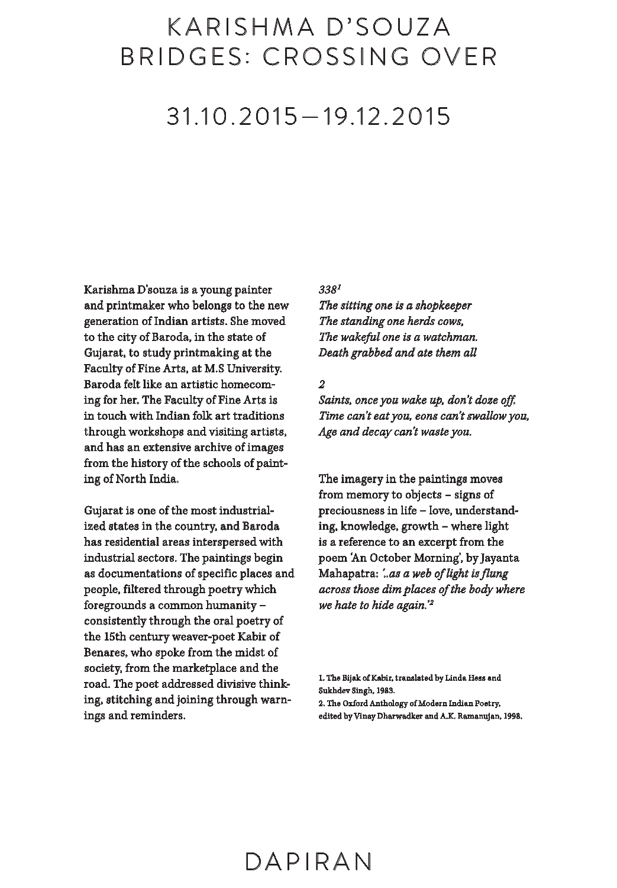# KARISHMA D'SOUZA
# BRIDGES: CROSSING OVER

## 31.10.2015—19.12.2015

Karishma D'souza is a young painter and printmaker who belongs to the new generation of Indian artists. She moved to the city of Baroda, in the state of Gujarat, to study printmaking at the Faculty of Fine Arts, at M.S University. Baroda felt like an artistic homecoming for her. The Faculty of Fine Arts is in touch with Indian folk art traditions through workshops and visiting artists, and has an extensive archive of images from the history of the schools of painting of North India.

Gujarat is one of the most industrialized states in the country, and Baroda has residential areas interspersed with industrial sectors. The paintings begin as documentations of specific places and people, filtered through poetry which foregrounds a common humanity – consistently through the oral poetry of the 15th century weaver-poet Kabir of Benares, who spoke from the midst of society, from the marketplace and the road. The poet addressed divisive thinking, stitching and joining through warnings and reminders.

*338*[1]
*The sitting one is a shopkeeper*
*The standing one herds cows,*
*The wakeful one is a watchman.*
*Death grabbed and ate them all*

*2*
*Saints, once you wake up, don't doze off.*
*Time can't eat you, eons can't swallow you,*
*Age and decay can't waste you.*

The imagery in the paintings moves from memory to objects – signs of preciousness in life – love, understanding, knowledge, growth – where light is a reference to an excerpt from the poem 'An October Morning', by Jayanta Mahapatra: *'..as a web of light is flung across those dim places of the body where we hate to hide again.'*[2]

1. The Bijak of Kabir, translated by Linda Hess and Sukhdev Singh, 1983.
2. The Oxford Anthology of Modern Indian Poetry, edited by Vinay Dharwadker and A.K. Ramanujan, 1998.

DAPIRAN